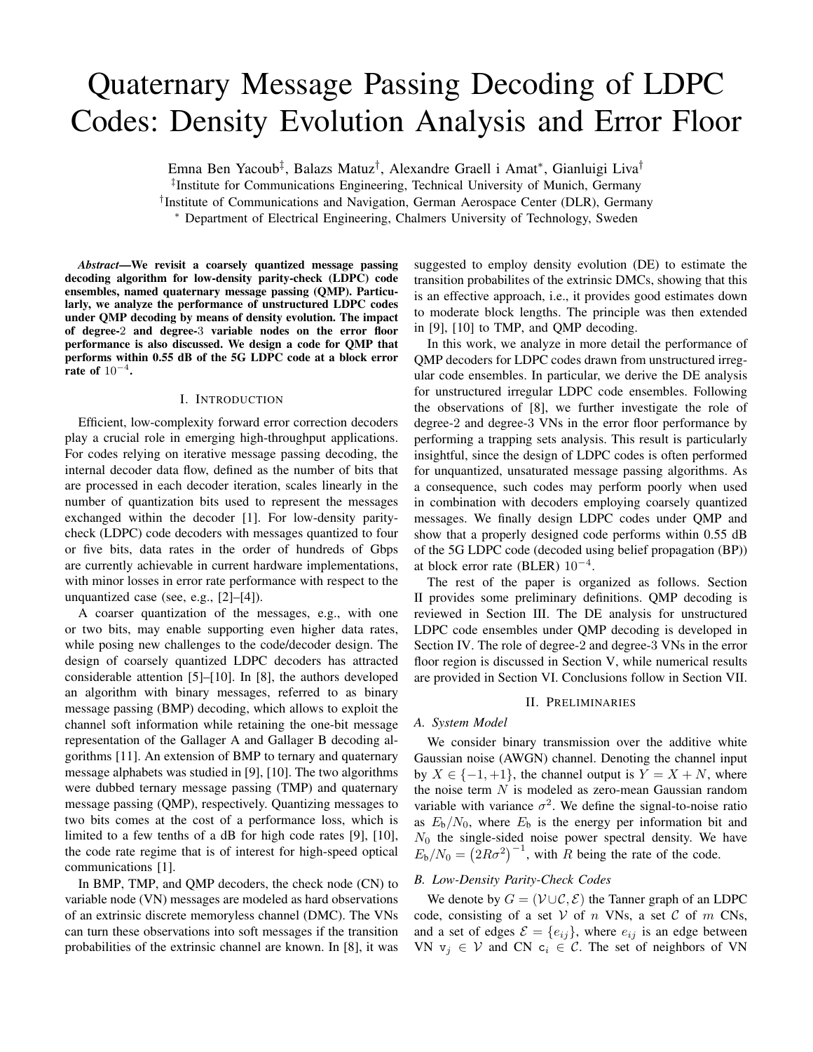# Quaternary Message Passing Decoding of LDPC Codes: Density Evolution Analysis and Error Floor

Emna Ben Yacoub[‡], Balazs Matuz[†], Alexandre Graell i Amat[*], Gianluigi Liva[†]

[‡]Institute for Communications Engineering, Technical University of Munich, Germany

[†]Institute of Communications and Navigation, German Aerospace Center (DLR), Germany

[*] Department of Electrical Engineering, Chalmers University of Technology, Sweden

***Abstract*—We revisit a coarsely quantized message passing decoding algorithm for low-density parity-check (LDPC) code ensembles, named quaternary message passing (QMP). Particularly, we analyze the performance of unstructured LDPC codes under QMP decoding by means of density evolution. The impact of degree-2 and degree-3 variable nodes on the error floor performance is also discussed. We design a code for QMP that performs within 0.55 dB of the 5G LDPC code at a block error rate of $10^{-4}$.**

## I. Introduction

Efficient, low-complexity forward error correction decoders play a crucial role in emerging high-throughput applications. For codes relying on iterative message passing decoding, the internal decoder data flow, defined as the number of bits that are processed in each decoder iteration, scales linearly in the number of quantization bits used to represent the messages exchanged within the decoder [1]. For low-density parity-check (LDPC) code decoders with messages quantized to four or five bits, data rates in the order of hundreds of Gbps are currently achievable in current hardware implementations, with minor losses in error rate performance with respect to the unquantized case (see, e.g., [2]–[4]).

A coarser quantization of the messages, e.g., with one or two bits, may enable supporting even higher data rates, while posing new challenges to the code/decoder design. The design of coarsely quantized LDPC decoders has attracted considerable attention [5]–[10]. In [8], the authors developed an algorithm with binary messages, referred to as binary message passing (BMP) decoding, which allows to exploit the channel soft information while retaining the one-bit message representation of the Gallager A and Gallager B decoding algorithms [11]. An extension of BMP to ternary and quaternary message alphabets was studied in [9], [10]. The two algorithms were dubbed ternary message passing (TMP) and quaternary message passing (QMP), respectively. Quantizing messages to two bits comes at the cost of a performance loss, which is limited to a few tenths of a dB for high code rates [9], [10], the code rate regime that is of interest for high-speed optical communications [1].

In BMP, TMP, and QMP decoders, the check node (CN) to variable node (VN) messages are modeled as hard observations of an extrinsic discrete memoryless channel (DMC). The VNs can turn these observations into soft messages if the transition probabilities of the extrinsic channel are known. In [8], it was suggested to employ density evolution (DE) to estimate the transition probabilites of the extrinsic DMCs, showing that this is an effective approach, i.e., it provides good estimates down to moderate block lengths. The principle was then extended in [9], [10] to TMP, and QMP decoding.

In this work, we analyze in more detail the performance of QMP decoders for LDPC codes drawn from unstructured irregular code ensembles. In particular, we derive the DE analysis for unstructured irregular LDPC code ensembles. Following the observations of [8], we further investigate the role of degree-2 and degree-3 VNs in the error floor performance by performing a trapping sets analysis. This result is particularly insightful, since the design of LDPC codes is often performed for unquantized, unsaturated message passing algorithms. As a consequence, such codes may perform poorly when used in combination with decoders employing coarsely quantized messages. We finally design LDPC codes under QMP and show that a properly designed code performs within 0.55 dB of the 5G LDPC code (decoded using belief propagation (BP)) at block error rate (BLER) $10^{-4}$.

The rest of the paper is organized as follows. Section II provides some preliminary definitions. QMP decoding is reviewed in Section III. The DE analysis for unstructured LDPC code ensembles under QMP decoding is developed in Section IV. The role of degree-2 and degree-3 VNs in the error floor region is discussed in Section V, while numerical results are provided in Section VI. Conclusions follow in Section VII.

## II. Preliminaries

### A. System Model

We consider binary transmission over the additive white Gaussian noise (AWGN) channel. Denoting the channel input by $X \in \{-1, +1\}$, the channel output is $Y = X + N$, where the noise term $N$ is modeled as zero-mean Gaussian random variable with variance $\sigma^2$. We define the signal-to-noise ratio as $E_\mathrm{b}/N_0$, where $E_\mathrm{b}$ is the energy per information bit and $N_0$ the single-sided noise power spectral density. We have $E_\mathrm{b}/N_0 = \left(2R\sigma^2\right)^{-1}$, with $R$ being the rate of the code.

### B. Low-Density Parity-Check Codes

We denote by $G = (\mathcal{V} \cup \mathcal{C}, \mathcal{E})$ the Tanner graph of an LDPC code, consisting of a set $\mathcal{V}$ of $n$ VNs, a set $\mathcal{C}$ of $m$ CNs, and a set of edges $\mathcal{E} = \{e_{ij}\}$, where $e_{ij}$ is an edge between VN $\mathtt{v}_j \in \mathcal{V}$ and CN $\mathtt{c}_i \in \mathcal{C}$. The set of neighbors of VN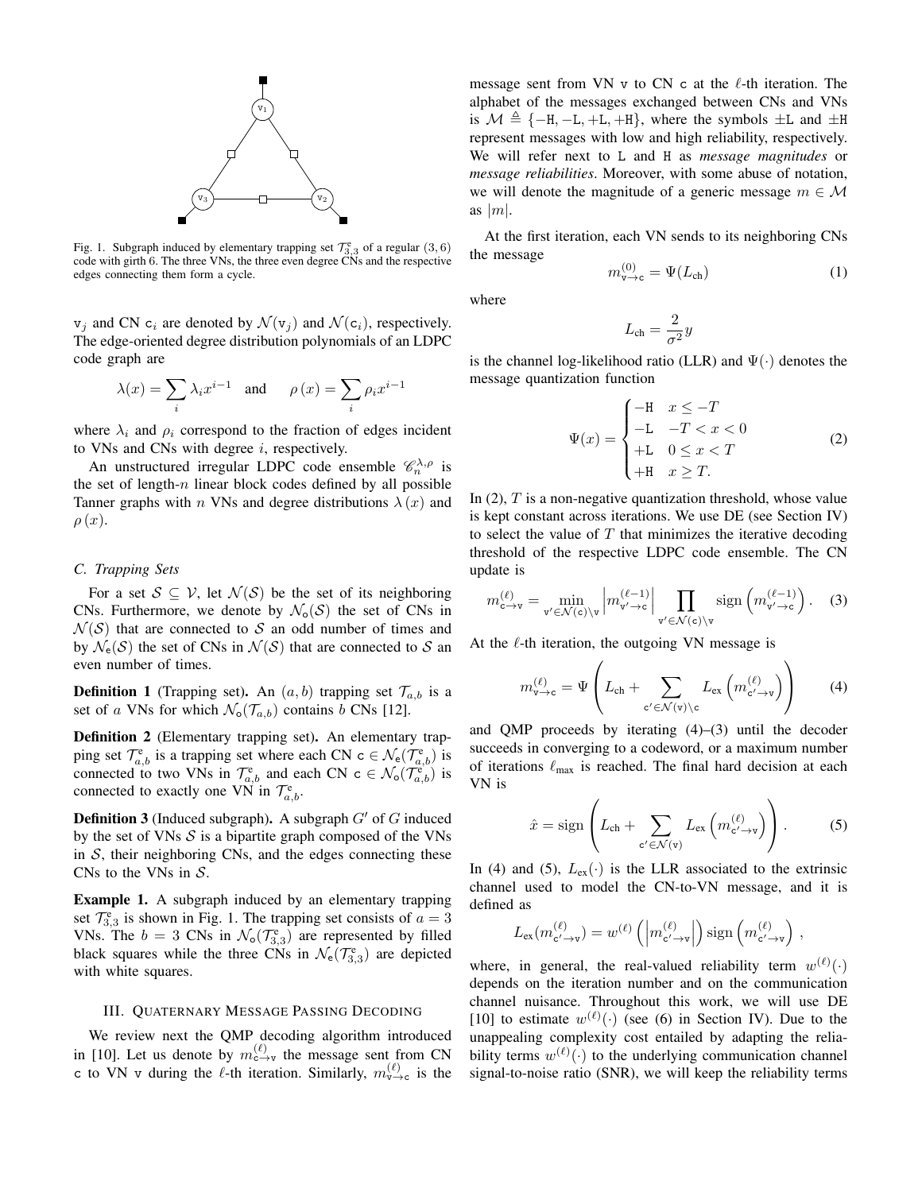Fig. 1. Subgraph induced by elementary trapping set $\mathcal{T}^{\mathsf{e}}_{3,3}$ of a regular $(3,6)$ code with girth 6. The three VNs, the three even degree CNs and the respective edges connecting them form a cycle.

$\mathtt{v}_j$ and CN $\mathtt{c}_i$ are denoted by $\mathcal{N}(\mathtt{v}_j)$ and $\mathcal{N}(\mathtt{c}_i)$, respectively. The edge-oriented degree distribution polynomials of an LDPC code graph are

$$\lambda(x) = \sum_i \lambda_i x^{i-1} \quad \text{and} \quad \rho(x) = \sum_i \rho_i x^{i-1}$$

where $\lambda_i$ and $\rho_i$ correspond to the fraction of edges incident to VNs and CNs with degree $i$, respectively.

An unstructured irregular LDPC code ensemble $\mathscr{C}_n^{\lambda,\rho}$ is the set of length-$n$ linear block codes defined by all possible Tanner graphs with $n$ VNs and degree distributions $\lambda(x)$ and $\rho(x)$.

### C. Trapping Sets

For a set $\mathcal{S} \subseteq \mathcal{V}$, let $\mathcal{N}(\mathcal{S})$ be the set of its neighboring CNs. Furthermore, we denote by $\mathcal{N}_{\mathsf{o}}(\mathcal{S})$ the set of CNs in $\mathcal{N}(\mathcal{S})$ that are connected to $\mathcal{S}$ an odd number of times and by $\mathcal{N}_{\mathsf{e}}(\mathcal{S})$ the set of CNs in $\mathcal{N}(\mathcal{S})$ that are connected to $\mathcal{S}$ an even number of times.

**Definition 1** (Trapping set). An $(a,b)$ trapping set $\mathcal{T}_{a,b}$ is a set of $a$ VNs for which $\mathcal{N}_{\mathsf{o}}(\mathcal{T}_{a,b})$ contains $b$ CNs [12].

**Definition 2** (Elementary trapping set). An elementary trapping set $\mathcal{T}^{\mathsf{e}}_{a,b}$ is a trapping set where each CN $\mathtt{c} \in \mathcal{N}_{\mathsf{e}}(\mathcal{T}^{\mathsf{e}}_{a,b})$ is connected to two VNs in $\mathcal{T}^{\mathsf{e}}_{a,b}$ and each CN $\mathtt{c} \in \mathcal{N}_{\mathsf{o}}(\mathcal{T}^{\mathsf{e}}_{a,b})$ is connected to exactly one VN in $\mathcal{T}^{\mathsf{e}}_{a,b}$.

**Definition 3** (Induced subgraph). A subgraph $G'$ of $G$ induced by the set of VNs $\mathcal{S}$ is a bipartite graph composed of the VNs in $\mathcal{S}$, their neighboring CNs, and the edges connecting these CNs to the VNs in $\mathcal{S}$.

**Example 1.** A subgraph induced by an elementary trapping set $\mathcal{T}^{\mathsf{e}}_{3,3}$ is shown in Fig. 1. The trapping set consists of $a = 3$ VNs. The $b = 3$ CNs in $\mathcal{N}_{\mathsf{o}}(\mathcal{T}^{\mathsf{e}}_{3,3})$ are represented by filled black squares while the three CNs in $\mathcal{N}_{\mathsf{e}}(\mathcal{T}^{\mathsf{e}}_{3,3})$ are depicted with white squares.

## III. Quaternary Message Passing Decoding

We review next the QMP decoding algorithm introduced in [10]. Let us denote by $m^{(\ell)}_{\mathtt{c}\to\mathtt{v}}$ the message sent from CN $\mathtt{c}$ to VN $\mathtt{v}$ during the $\ell$-th iteration. Similarly, $m^{(\ell)}_{\mathtt{v}\to\mathtt{c}}$ is the message sent from VN $\mathtt{v}$ to CN $\mathtt{c}$ at the $\ell$-th iteration. The alphabet of the messages exchanged between CNs and VNs is $\mathcal{M} \triangleq \{-\mathtt{H}, -\mathtt{L}, +\mathtt{L}, +\mathtt{H}\}$, where the symbols $\pm\mathtt{L}$ and $\pm\mathtt{H}$ represent messages with low and high reliability, respectively. We will refer next to $\mathtt{L}$ and $\mathtt{H}$ as *message magnitudes* or *message reliabilities*. Moreover, with some abuse of notation, we will denote the magnitude of a generic message $m \in \mathcal{M}$ as $|m|$.

At the first iteration, each VN sends to its neighboring CNs the message

$$m^{(0)}_{\mathtt{v}\to\mathtt{c}} = \Psi(L_{\mathsf{ch}}) \tag{1}$$

where

$$L_{\mathsf{ch}} = \frac{2}{\sigma^2} y$$

is the channel log-likelihood ratio (LLR) and $\Psi(\cdot)$ denotes the message quantization function

$$\Psi(x) = \begin{cases} -\mathtt{H} & x \leq -T \\ -\mathtt{L} & -T < x < 0 \\ +\mathtt{L} & 0 \leq x < T \\ +\mathtt{H} & x \geq T. \end{cases} \tag{2}$$

In (2), $T$ is a non-negative quantization threshold, whose value is kept constant across iterations. We use DE (see Section IV) to select the value of $T$ that minimizes the iterative decoding threshold of the respective LDPC code ensemble. The CN update is

$$m^{(\ell)}_{\mathtt{c}\to\mathtt{v}} = \min_{\mathtt{v}' \in \mathcal{N}(\mathtt{c})\setminus\mathtt{v}} \left| m^{(\ell-1)}_{\mathtt{v}'\to\mathtt{c}} \right| \prod_{\mathtt{v}' \in \mathcal{N}(\mathtt{c})\setminus\mathtt{v}} \operatorname{sign}\left( m^{(\ell-1)}_{\mathtt{v}'\to\mathtt{c}} \right). \tag{3}$$

At the $\ell$-th iteration, the outgoing VN message is

$$m^{(\ell)}_{\mathtt{v}\to\mathtt{c}} = \Psi\left( L_{\mathsf{ch}} + \sum_{\mathtt{c}' \in \mathcal{N}(\mathtt{v})\setminus\mathtt{c}} L_{\mathsf{ex}}\left( m^{(\ell)}_{\mathtt{c}'\to\mathtt{v}} \right) \right) \tag{4}$$

and QMP proceeds by iterating (4)–(3) until the decoder succeeds in converging to a codeword, or a maximum number of iterations $\ell_{\max}$ is reached. The final hard decision at each VN is

$$\hat{x} = \operatorname{sign}\left( L_{\mathsf{ch}} + \sum_{\mathtt{c}' \in \mathcal{N}(\mathtt{v})} L_{\mathsf{ex}}\left( m^{(\ell)}_{\mathtt{c}'\to\mathtt{v}} \right) \right). \tag{5}$$

In (4) and (5), $L_{\mathsf{ex}}(\cdot)$ is the LLR associated to the extrinsic channel used to model the CN-to-VN message, and it is defined as

$$L_{\mathsf{ex}}(m^{(\ell)}_{\mathtt{c}'\to\mathtt{v}}) = w^{(\ell)}\left( \left| m^{(\ell)}_{\mathtt{c}'\to\mathtt{v}} \right| \right) \operatorname{sign}\left( m^{(\ell)}_{\mathtt{c}'\to\mathtt{v}} \right),$$

where, in general, the real-valued reliability term $w^{(\ell)}(\cdot)$ depends on the iteration number and on the communication channel nuisance. Throughout this work, we will use DE [10] to estimate $w^{(\ell)}(\cdot)$ (see (6) in Section IV). Due to the unappealing complexity cost entailed by adapting the reliability terms $w^{(\ell)}(\cdot)$ to the underlying communication channel signal-to-noise ratio (SNR), we will keep the reliability terms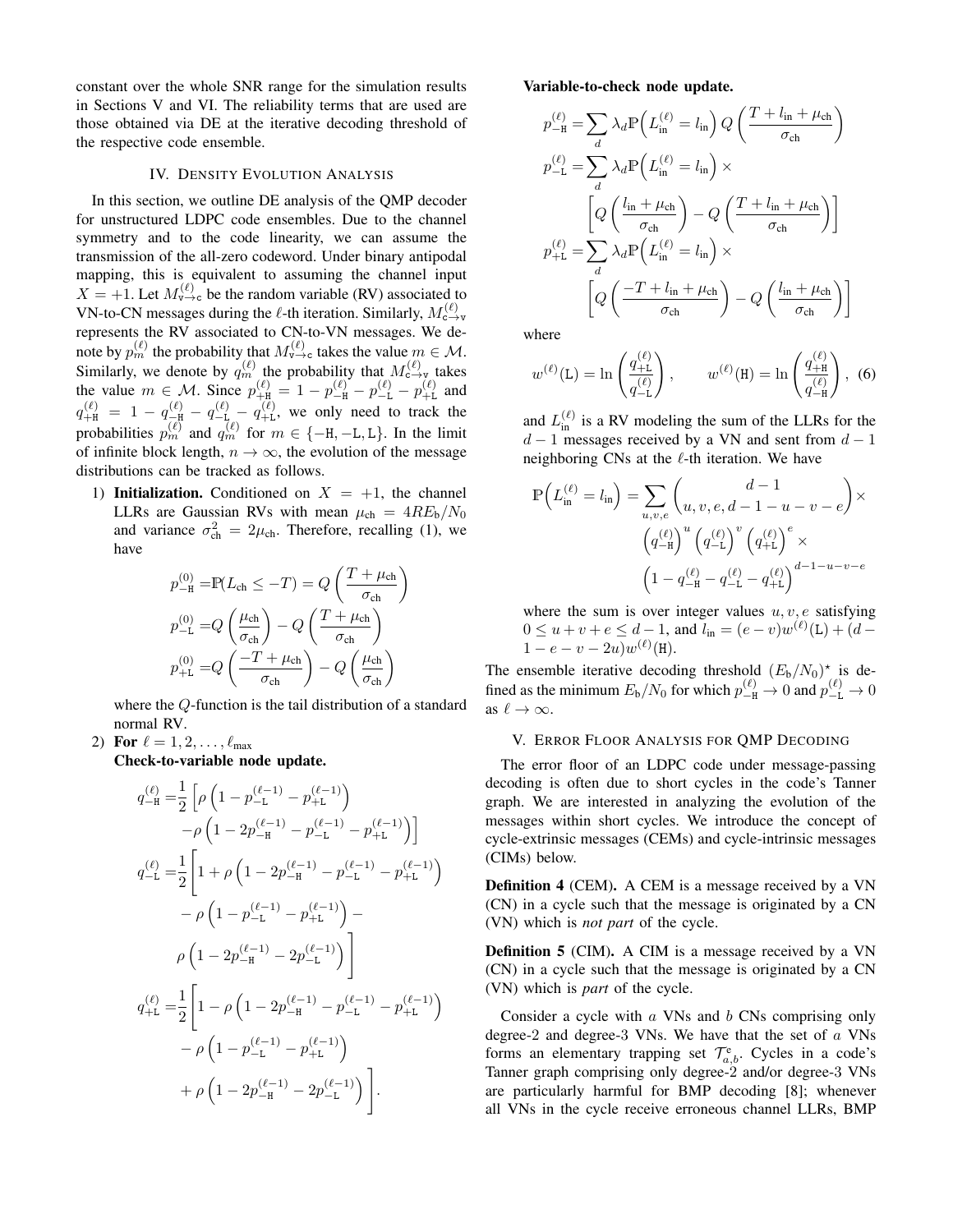constant over the whole SNR range for the simulation results in Sections V and VI. The reliability terms that are used are those obtained via DE at the iterative decoding threshold of the respective code ensemble.

## IV. Density Evolution Analysis

In this section, we outline DE analysis of the QMP decoder for unstructured LDPC code ensembles. Due to the channel symmetry and to the code linearity, we can assume the transmission of the all-zero codeword. Under binary antipodal mapping, this is equivalent to assuming the channel input $X=+1$. Let $M^{(\ell)}_{\mathtt{v}\to\mathtt{c}}$ be the random variable (RV) associated to VN-to-CN messages during the $\ell$-th iteration. Similarly, $M^{(\ell)}_{\mathtt{c}\to\mathtt{v}}$ represents the RV associated to CN-to-VN messages. We denote by $p^{(\ell)}_m$ the probability that $M^{(\ell)}_{\mathtt{v}\to\mathtt{c}}$ takes the value $m\in\mathcal{M}$. Similarly, we denote by $q^{(\ell)}_m$ the probability that $M^{(\ell)}_{\mathtt{c}\to\mathtt{v}}$ takes the value $m\in\mathcal{M}$. Since $p^{(\ell)}_{+\mathtt{H}}=1-p^{(\ell)}_{-\mathtt{H}}-p^{(\ell)}_{-\mathtt{L}}-p^{(\ell)}_{+\mathtt{L}}$ and $q^{(\ell)}_{+\mathtt{H}}=1-q^{(\ell)}_{-\mathtt{H}}-q^{(\ell)}_{-\mathtt{L}}-q^{(\ell)}_{+\mathtt{L}}$, we only need to track the probabilities $p^{(\ell)}_m$ and $q^{(\ell)}_m$ for $m\in\{-\mathtt{H},-\mathtt{L},\mathtt{L}\}$. In the limit of infinite block length, $n\to\infty$, the evolution of the message distributions can be tracked as follows.

1) **Initialization.** Conditioned on $X=+1$, the channel LLRs are Gaussian RVs with mean $\mu_{\text{ch}}=4RE_{\text{b}}/N_0$ and variance $\sigma^2_{\text{ch}}=2\mu_{\text{ch}}$. Therefore, recalling (1), we have

$$p^{(0)}_{-\mathtt{H}}=\mathbb{P}(L_{\text{ch}}\le -T)=Q\left(\frac{T+\mu_{\text{ch}}}{\sigma_{\text{ch}}}\right)$$
$$p^{(0)}_{-\mathtt{L}}=Q\left(\frac{\mu_{\text{ch}}}{\sigma_{\text{ch}}}\right)-Q\left(\frac{T+\mu_{\text{ch}}}{\sigma_{\text{ch}}}\right)$$
$$p^{(0)}_{+\mathtt{L}}=Q\left(\frac{-T+\mu_{\text{ch}}}{\sigma_{\text{ch}}}\right)-Q\left(\frac{\mu_{\text{ch}}}{\sigma_{\text{ch}}}\right)$$

where the $Q$-function is the tail distribution of a standard normal RV.

2) **For** $\ell=1,2,\dots,\ell_{\max}$

**Check-to-variable node update.**

$$q^{(\ell)}_{-\mathtt{H}}=\frac{1}{2}\left[\rho\left(1-p^{(\ell-1)}_{-\mathtt{L}}-p^{(\ell-1)}_{+\mathtt{L}}\right)-\rho\left(1-2p^{(\ell-1)}_{-\mathtt{H}}-p^{(\ell-1)}_{-\mathtt{L}}-p^{(\ell-1)}_{+\mathtt{L}}\right)\right]$$
$$q^{(\ell)}_{-\mathtt{L}}=\frac{1}{2}\Bigg[1+\rho\left(1-2p^{(\ell-1)}_{-\mathtt{H}}-p^{(\ell-1)}_{-\mathtt{L}}-p^{(\ell-1)}_{+\mathtt{L}}\right)-\rho\left(1-p^{(\ell-1)}_{-\mathtt{L}}-p^{(\ell-1)}_{+\mathtt{L}}\right)-\rho\left(1-2p^{(\ell-1)}_{-\mathtt{H}}-2p^{(\ell-1)}_{-\mathtt{L}}\right)\Bigg]$$
$$q^{(\ell)}_{+\mathtt{L}}=\frac{1}{2}\Bigg[1-\rho\left(1-2p^{(\ell-1)}_{-\mathtt{H}}-p^{(\ell-1)}_{-\mathtt{L}}-p^{(\ell-1)}_{+\mathtt{L}}\right)-\rho\left(1-p^{(\ell-1)}_{-\mathtt{L}}-p^{(\ell-1)}_{+\mathtt{L}}\right)+\rho\left(1-2p^{(\ell-1)}_{-\mathtt{H}}-2p^{(\ell-1)}_{-\mathtt{L}}\right)\Bigg].$$

**Variable-to-check node update.**

$$p^{(\ell)}_{-\mathtt{H}}=\sum_d\lambda_d\mathbb{P}\Big(L^{(\ell)}_{\text{in}}=l_{\text{in}}\Big)\,Q\left(\frac{T+l_{\text{in}}+\mu_{\text{ch}}}{\sigma_{\text{ch}}}\right)$$
$$p^{(\ell)}_{-\mathtt{L}}=\sum_d\lambda_d\mathbb{P}\Big(L^{(\ell)}_{\text{in}}=l_{\text{in}}\Big)\times\left[Q\left(\frac{l_{\text{in}}+\mu_{\text{ch}}}{\sigma_{\text{ch}}}\right)-Q\left(\frac{T+l_{\text{in}}+\mu_{\text{ch}}}{\sigma_{\text{ch}}}\right)\right]$$
$$p^{(\ell)}_{+\mathtt{L}}=\sum_d\lambda_d\mathbb{P}\Big(L^{(\ell)}_{\text{in}}=l_{\text{in}}\Big)\times\left[Q\left(\frac{-T+l_{\text{in}}+\mu_{\text{ch}}}{\sigma_{\text{ch}}}\right)-Q\left(\frac{l_{\text{in}}+\mu_{\text{ch}}}{\sigma_{\text{ch}}}\right)\right]$$

where

$$w^{(\ell)}(\mathtt{L})=\ln\left(\frac{q^{(\ell)}_{+\mathtt{L}}}{q^{(\ell)}_{-\mathtt{L}}}\right),\qquad w^{(\ell)}(\mathtt{H})=\ln\left(\frac{q^{(\ell)}_{+\mathtt{H}}}{q^{(\ell)}_{-\mathtt{H}}}\right),\quad (6)$$

and $L^{(\ell)}_{\text{in}}$ is a RV modeling the sum of the LLRs for the $d-1$ messages received by a VN and sent from $d-1$ neighboring CNs at the $\ell$-th iteration. We have

$$\mathbb{P}\Big(L^{(\ell)}_{\text{in}}=l_{\text{in}}\Big)=\sum_{u,v,e}\binom{d-1}{u,v,e,d-1-u-v-e}\times\left(q^{(\ell)}_{-\mathtt{H}}\right)^u\left(q^{(\ell)}_{-\mathtt{L}}\right)^v\left(q^{(\ell)}_{+\mathtt{L}}\right)^e\times\left(1-q^{(\ell)}_{-\mathtt{H}}-q^{(\ell)}_{-\mathtt{L}}-q^{(\ell)}_{+\mathtt{L}}\right)^{d-1-u-v-e}$$

where the sum is over integer values $u,v,e$ satisfying $0\le u+v+e\le d-1$, and $l_{\text{in}}=(e-v)w^{(\ell)}(\mathtt{L})+(d-1-e-v-2u)w^{(\ell)}(\mathtt{H})$.

The ensemble iterative decoding threshold $(E_{\text{b}}/N_0)^\star$ is defined as the minimum $E_{\text{b}}/N_0$ for which $p^{(\ell)}_{-\mathtt{H}}\to 0$ and $p^{(\ell)}_{-\mathtt{L}}\to 0$ as $\ell\to\infty$.

## V. Error Floor Analysis for QMP Decoding

The error floor of an LDPC code under message-passing decoding is often due to short cycles in the code's Tanner graph. We are interested in analyzing the evolution of the messages within short cycles. We introduce the concept of cycle-extrinsic messages (CEMs) and cycle-intrinsic messages (CIMs) below.

**Definition 4** (CEM)**.** A CEM is a message received by a VN (CN) in a cycle such that the message is originated by a CN (VN) which is *not part* of the cycle.

**Definition 5** (CIM)**.** A CIM is a message received by a VN (CN) in a cycle such that the message is originated by a CN (VN) which is *part* of the cycle.

Consider a cycle with $a$ VNs and $b$ CNs comprising only degree-2 and degree-3 VNs. We have that the set of $a$ VNs forms an elementary trapping set $\mathcal{T}^{\text{e}}_{a,b}$. Cycles in a code's Tanner graph comprising only degree-2 and/or degree-3 VNs are particularly harmful for BMP decoding [8]; whenever all VNs in the cycle receive erroneous channel LLRs, BMP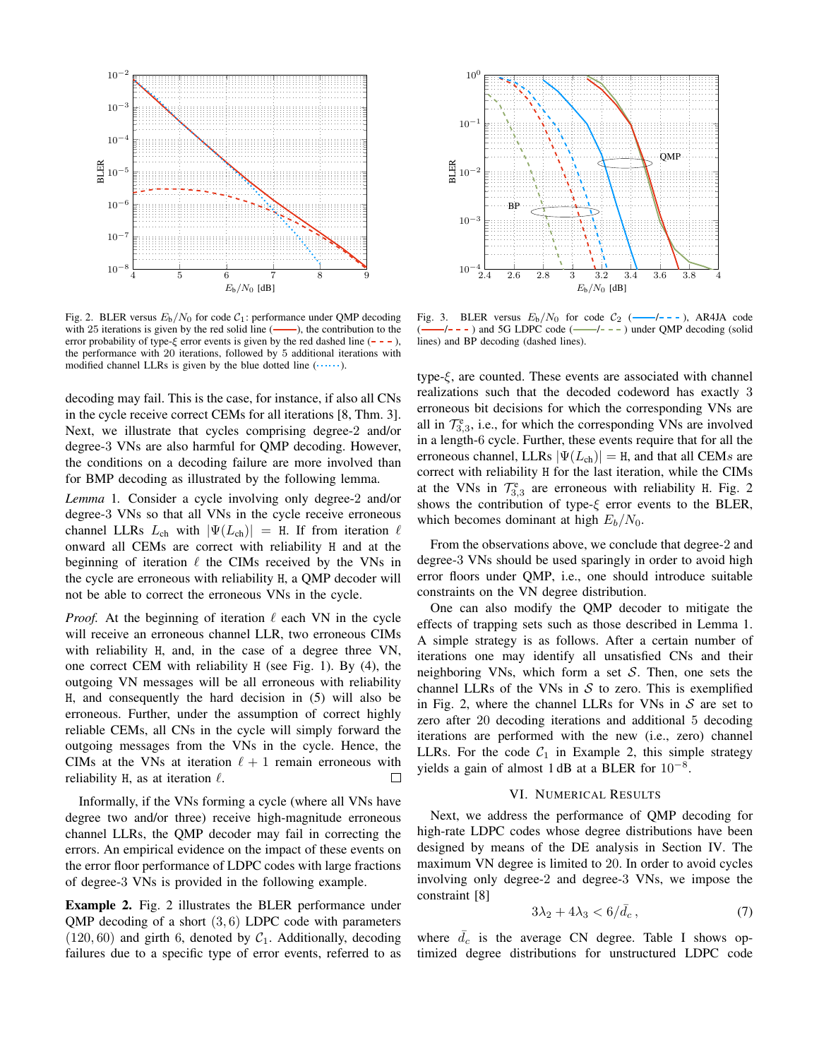Fig. 2. BLER versus $E_b/N_0$ for code $\mathcal{C}_1$: performance under QMP decoding with 25 iterations is given by the red solid line (——), the contribution to the error probability of type-$\xi$ error events is given by the red dashed line (- - -), the performance with 20 iterations, followed by 5 additional iterations with modified channel LLRs is given by the blue dotted line (······).

Fig. 3. BLER versus $E_b/N_0$ for code $\mathcal{C}_2$ (——/- - -), AR4JA code (——/- - -) and 5G LDPC code (——/- - -) under QMP decoding (solid lines) and BP decoding (dashed lines).

decoding may fail. This is the case, for instance, if also all CNs in the cycle receive correct CEMs for all iterations [8, Thm. 3]. Next, we illustrate that cycles comprising degree-2 and/or degree-3 VNs are also harmful for QMP decoding. However, the conditions on a decoding failure are more involved than for BMP decoding as illustrated by the following lemma.

*Lemma* 1. Consider a cycle involving only degree-2 and/or degree-3 VNs so that all VNs in the cycle receive erroneous channel LLRs $L_{\text{ch}}$ with $|\Psi(L_{\text{ch}})| = \mathtt{H}$. If from iteration $\ell$ onward all CEMs are correct with reliability $\mathtt{H}$ and at the beginning of iteration $\ell$ the CIMs received by the VNs in the cycle are erroneous with reliability $\mathtt{H}$, a QMP decoder will not be able to correct the erroneous VNs in the cycle.

*Proof.* At the beginning of iteration $\ell$ each VN in the cycle will receive an erroneous channel LLR, two erroneous CIMs with reliability $\mathtt{H}$, and, in the case of a degree three VN, one correct CEM with reliability $\mathtt{H}$ (see Fig. 1). By (4), the outgoing VN messages will be all erroneous with reliability $\mathtt{H}$, and consequently the hard decision in (5) will also be erroneous. Further, under the assumption of correct highly reliable CEMs, all CNs in the cycle will simply forward the outgoing messages from the VNs in the cycle. Hence, the CIMs at the VNs at iteration $\ell + 1$ remain erroneous with reliability $\mathtt{H}$, as at iteration $\ell$. □

Informally, if the VNs forming a cycle (where all VNs have degree two and/or three) receive high-magnitude erroneous channel LLRs, the QMP decoder may fail in correcting the errors. An empirical evidence on the impact of these events on the error floor performance of LDPC codes with large fractions of degree-3 VNs is provided in the following example.

**Example 2.** Fig. 2 illustrates the BLER performance under QMP decoding of a short $(3, 6)$ LDPC code with parameters $(120, 60)$ and girth 6, denoted by $\mathcal{C}_1$. Additionally, decoding failures due to a specific type of error events, referred to as type-$\xi$, are counted. These events are associated with channel realizations such that the decoded codeword has exactly 3 erroneous bit decisions for which the corresponding VNs are all in $\mathcal{T}^{\text{e}}_{3,3}$, i.e., for which the corresponding VNs are involved in a length-6 cycle. Further, these events require that all the erroneous channel, LLRs $|\Psi(L_{\text{ch}})| = \mathtt{H}$, and that all CEMs are correct with reliability $\mathtt{H}$ for the last iteration, while the CIMs at the VNs in $\mathcal{T}^{\text{e}}_{3,3}$ are erroneous with reliability $\mathtt{H}$. Fig. 2 shows the contribution of type-$\xi$ error events to the BLER, which becomes dominant at high $E_b/N_0$.

From the observations above, we conclude that degree-2 and degree-3 VNs should be used sparingly in order to avoid high error floors under QMP, i.e., one should introduce suitable constraints on the VN degree distribution.

One can also modify the QMP decoder to mitigate the effects of trapping sets such as those described in Lemma 1. A simple strategy is as follows. After a certain number of iterations one may identify all unsatisfied CNs and their neighboring VNs, which form a set $\mathcal{S}$. Then, one sets the channel LLRs of the VNs in $\mathcal{S}$ to zero. This is exemplified in Fig. 2, where the channel LLRs for VNs in $\mathcal{S}$ are set to zero after 20 decoding iterations and additional 5 decoding iterations are performed with the new (i.e., zero) channel LLRs. For the code $\mathcal{C}_1$ in Example 2, this simple strategy yields a gain of almost 1 dB at a BLER for $10^{-8}$.

## VI. Numerical Results

Next, we address the performance of QMP decoding for high-rate LDPC codes whose degree distributions have been designed by means of the DE analysis in Section IV. The maximum VN degree is limited to 20. In order to avoid cycles involving only degree-2 and degree-3 VNs, we impose the constraint [8]

$$3\lambda_2 + 4\lambda_3 < 6/\bar{d}_c\,, \tag{7}$$

where $\bar{d}_c$ is the average CN degree. Table I shows optimized degree distributions for unstructured LDPC code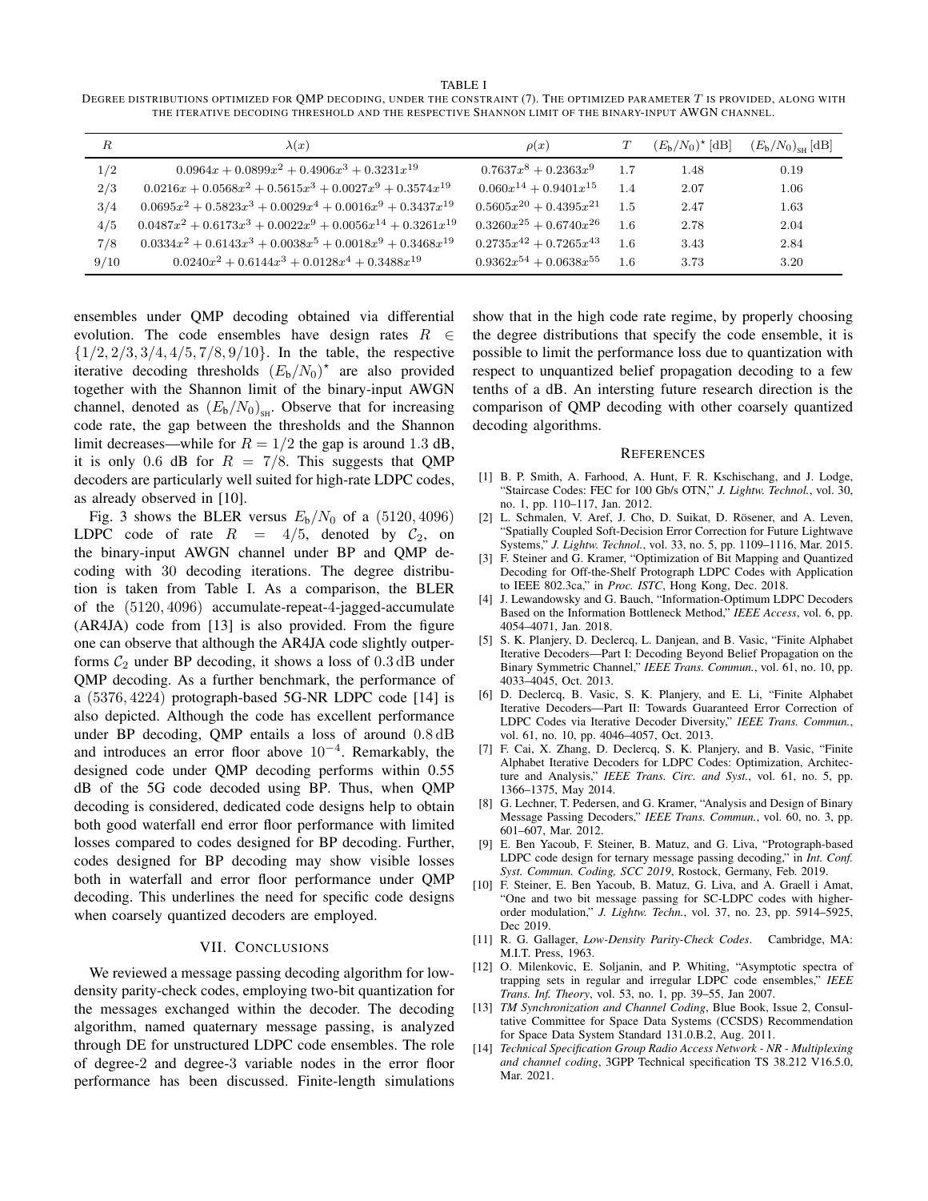TABLE I
DEGREE DISTRIBUTIONS OPTIMIZED FOR QMP DECODING, UNDER THE CONSTRAINT (7). THE OPTIMIZED PARAMETER $T$ IS PROVIDED, ALONG WITH THE ITERATIVE DECODING THRESHOLD AND THE RESPECTIVE SHANNON LIMIT OF THE BINARY-INPUT AWGN CHANNEL.

| $R$ | $\lambda(x)$ | $\rho(x)$ | $T$ | $(E_b/N_0)^\star$ [dB] | $(E_b/N_0)_{SH}$ [dB] |
|---|---|---|---|---|---|
| $1/2$ | $0.0964x + 0.0899x^2 + 0.4906x^3 + 0.3231x^{19}$ | $0.7637x^8 + 0.2363x^9$ | 1.7 | 1.48 | 0.19 |
| $2/3$ | $0.0216x + 0.0568x^2 + 0.5615x^3 + 0.0027x^9 + 0.3574x^{19}$ | $0.060x^{14} + 0.9401x^{15}$ | 1.4 | 2.07 | 1.06 |
| $3/4$ | $0.0695x^2 + 0.5823x^3 + 0.0029x^4 + 0.0016x^9 + 0.3437x^{19}$ | $0.5605x^{20} + 0.4395x^{21}$ | 1.5 | 2.47 | 1.63 |
| $4/5$ | $0.0487x^2 + 0.6173x^3 + 0.0022x^9 + 0.0056x^{14} + 0.3261x^{19}$ | $0.3260x^{25} + 0.6740x^{26}$ | 1.6 | 2.78 | 2.04 |
| $7/8$ | $0.0334x^2 + 0.6143x^3 + 0.0038x^5 + 0.0018x^9 + 0.3468x^{19}$ | $0.2735x^{42} + 0.7265x^{43}$ | 1.6 | 3.43 | 2.84 |
| $9/10$ | $0.0240x^2 + 0.6144x^3 + 0.0128x^4 + 0.3488x^{19}$ | $0.9362x^{54} + 0.0638x^{55}$ | 1.6 | 3.73 | 3.20 |

ensembles under QMP decoding obtained via differential evolution. The code ensembles have design rates $R \in \{1/2, 2/3, 3/4, 4/5, 7/8, 9/10\}$. In the table, the respective iterative decoding thresholds $(E_b/N_0)^\star$ are also provided together with the Shannon limit of the binary-input AWGN channel, denoted as $(E_b/N_0)_{SH}$. Observe that for increasing code rate, the gap between the thresholds and the Shannon limit decreases—while for $R = 1/2$ the gap is around 1.3 dB, it is only 0.6 dB for $R = 7/8$. This suggests that QMP decoders are particularly well suited for high-rate LDPC codes, as already observed in [10].

Fig. 3 shows the BLER versus $E_b/N_0$ of a $(5120, 4096)$ LDPC code of rate $R = 4/5$, denoted by $\mathcal{C}_2$, on the binary-input AWGN channel under BP and QMP decoding with 30 decoding iterations. The degree distribution is taken from Table I. As a comparison, the BLER of the $(5120, 4096)$ accumulate-repeat-4-jagged-accumulate (AR4JA) code from [13] is also provided. From the figure one can observe that although the AR4JA code slightly outperforms $\mathcal{C}_2$ under BP decoding, it shows a loss of 0.3 dB under QMP decoding. As a further benchmark, the performance of a $(5376, 4224)$ protograph-based 5G-NR LDPC code [14] is also depicted. Although the code has excellent performance under BP decoding, QMP entails a loss of around 0.8 dB and introduces an error floor above $10^{-4}$. Remarkably, the designed code under QMP decoding performs within 0.55 dB of the 5G code decoded using BP. Thus, when QMP decoding is considered, dedicated code designs help to obtain both good waterfall end error floor performance with limited losses compared to codes designed for BP decoding. Further, codes designed for BP decoding may show visible losses both in waterfall and error floor performance under QMP decoding. This underlines the need for specific code designs when coarsely quantized decoders are employed.

## VII. CONCLUSIONS

We reviewed a message passing decoding algorithm for low-density parity-check codes, employing two-bit quantization for the messages exchanged within the decoder. The decoding algorithm, named quaternary message passing, is analyzed through DE for unstructured LDPC code ensembles. The role of degree-2 and degree-3 variable nodes in the error floor performance has been discussed. Finite-length simulations show that in the high code rate regime, by properly choosing the degree distributions that specify the code ensemble, it is possible to limit the performance loss due to quantization with respect to unquantized belief propagation decoding to a few tenths of a dB. An intersting future research direction is the comparison of QMP decoding with other coarsely quantized decoding algorithms.

## REFERENCES

[1] B. P. Smith, A. Farhood, A. Hunt, F. R. Kschischang, and J. Lodge, "Staircase Codes: FEC for 100 Gb/s OTN," *J. Lightw. Technol.*, vol. 30, no. 1, pp. 110–117, Jan. 2012.

[2] L. Schmalen, V. Aref, J. Cho, D. Suikat, D. Rösener, and A. Leven, "Spatially Coupled Soft-Decision Error Correction for Future Lightwave Systems," *J. Lightw. Technol.*, vol. 33, no. 5, pp. 1109–1116, Mar. 2015.

[3] F. Steiner and G. Kramer, "Optimization of Bit Mapping and Quantized Decoding for Off-the-Shelf Protograph LDPC Codes with Application to IEEE 802.3ca," in *Proc. ISTC*, Hong Kong, Dec. 2018.

[4] J. Lewandowsky and G. Bauch, "Information-Optimum LDPC Decoders Based on the Information Bottleneck Method," *IEEE Access*, vol. 6, pp. 4054–4071, Jan. 2018.

[5] S. K. Planjery, D. Declercq, L. Danjean, and B. Vasic, "Finite Alphabet Iterative Decoders—Part I: Decoding Beyond Belief Propagation on the Binary Symmetric Channel," *IEEE Trans. Commun.*, vol. 61, no. 10, pp. 4033–4045, Oct. 2013.

[6] D. Declercq, B. Vasic, S. K. Planjery, and E. Li, "Finite Alphabet Iterative Decoders—Part II: Towards Guaranteed Error Correction of LDPC Codes via Iterative Decoder Diversity," *IEEE Trans. Commun.*, vol. 61, no. 10, pp. 4046–4057, Oct. 2013.

[7] F. Cai, X. Zhang, D. Declercq, S. K. Planjery, and B. Vasic, "Finite Alphabet Iterative Decoders for LDPC Codes: Optimization, Architecture and Analysis," *IEEE Trans. Circ. and Syst.*, vol. 61, no. 5, pp. 1366–1375, May 2014.

[8] G. Lechner, T. Pedersen, and G. Kramer, "Analysis and Design of Binary Message Passing Decoders," *IEEE Trans. Commun.*, vol. 60, no. 3, pp. 601–607, Mar. 2012.

[9] E. Ben Yacoub, F. Steiner, B. Matuz, and G. Liva, "Protograph-based LDPC code design for ternary message passing decoding," in *Int. Conf. Syst. Commun. Coding, SCC 2019*, Rostock, Germany, Feb. 2019.

[10] F. Steiner, E. Ben Yacoub, B. Matuz, G. Liva, and A. Graell i Amat, "One and two bit message passing for SC-LDPC codes with higher-order modulation," *J. Lightw. Techn.*, vol. 37, no. 23, pp. 5914–5925, Dec 2019.

[11] R. G. Gallager, *Low-Density Parity-Check Codes*. Cambridge, MA: M.I.T. Press, 1963.

[12] O. Milenkovic, E. Soljanin, and P. Whiting, "Asymptotic spectra of trapping sets in regular and irregular LDPC code ensembles," *IEEE Trans. Inf. Theory*, vol. 53, no. 1, pp. 39–55, Jan 2007.

[13] *TM Synchronization and Channel Coding*, Blue Book, Issue 2, Consultative Committee for Space Data Systems (CCSDS) Recommendation for Space Data System Standard 131.0.B.2, Aug. 2011.

[14] *Technical Specification Group Radio Access Network - NR - Multiplexing and channel coding*, 3GPP Technical specification TS 38.212 V16.5.0, Mar. 2021.